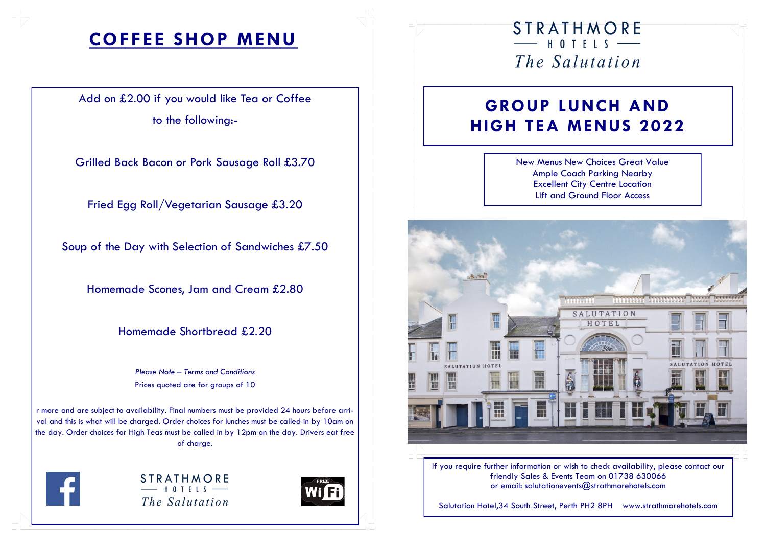# COFFEE SHOP MENU

Add on £2.00 if you would like Tea or Coffee

to the following:-

Grilled Back Bacon or Pork Sausage Roll £3.70

Fried Egg Roll/Vegetarian Sausage £3.20

Soup of the Day with Selection of Sandwiches £7.50

Homemade Scones, Jam and Cream £2.80

Homemade Shortbread £2.20

*Please Note – Terms and Conditions*

Prices quoted are for groups of 10

r more and are subject to availability. Final numbers must be provided 24 hours before arrival and this is what will be charged. Order choices for lunches must be called in by 10am on the day. Order choices for High Teas must be called in by 12pm on the day. Drivers eat free of charge.

STRATHMORE HOTELS *The Salutation*

STRATHMORE HOTELS

*The Salutation*

# GROUP LUNCH AND HIGH TEA MENUS 2022

New Menus New Choices Great Value
Ample Coach Parking Nearby
Excellent City Centre Location
Lift and Ground Floor Access

If you require further information or wish to check availability, please contact our friendly Sales & Events Team on 01738 630066
or email: salutationevents@strathmorehotels.com

Salutation Hotel,34 South Street, Perth PH2 8PH www.strathmorehotels.com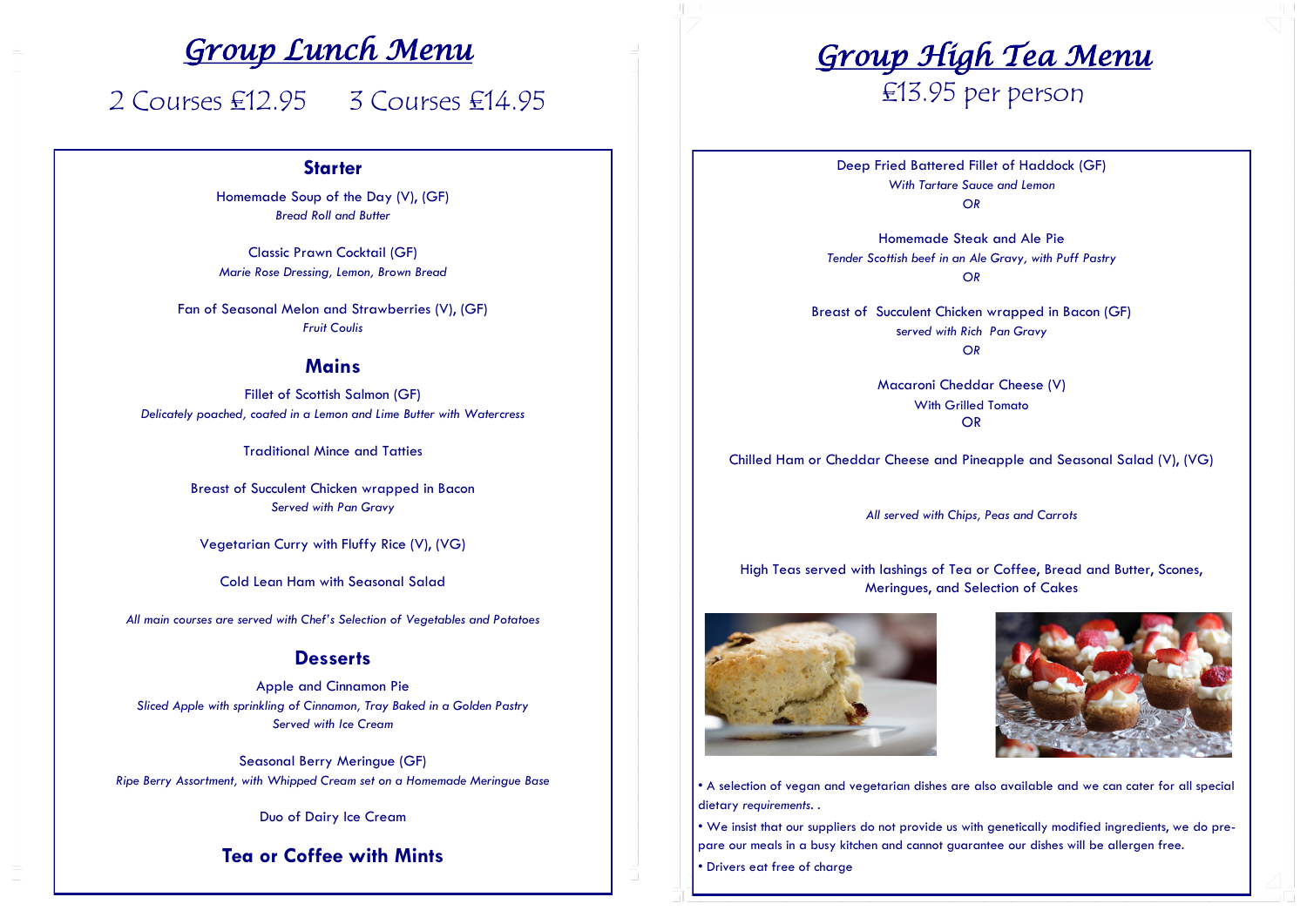# Group Lunch Menu

2 Courses £12.95    3 Courses £14.95

## Starter

Homemade Soup of the Day (V), (GF)
*Bread Roll and Butter*

Classic Prawn Cocktail (GF)
*Marie Rose Dressing, Lemon, Brown Bread*

Fan of Seasonal Melon and Strawberries (V), (GF)
*Fruit Coulis*

## Mains

Fillet of Scottish Salmon (GF)
*Delicately poached, coated in a Lemon and Lime Butter with Watercress*

Traditional Mince and Tatties

Breast of Succulent Chicken wrapped in Bacon
*Served with Pan Gravy*

Vegetarian Curry with Fluffy Rice (V), (VG)

Cold Lean Ham with Seasonal Salad

*All main courses are served with Chef's Selection of Vegetables and Potatoes*

## Desserts

Apple and Cinnamon Pie
*Sliced Apple with sprinkling of Cinnamon, Tray Baked in a Golden Pastry*
*Served with Ice Cream*

Seasonal Berry Meringue (GF)
*Ripe Berry Assortment, with Whipped Cream set on a Homemade Meringue Base*

Duo of Dairy Ice Cream

## Tea or Coffee with Mints

# Group High Tea Menu

£13.95 per person

Deep Fried Battered Fillet of Haddock (GF)
*With Tartare Sauce and Lemon*
*OR*

Homemade Steak and Ale Pie
*Tender Scottish beef in an Ale Gravy, with Puff Pastry*
*OR*

Breast of Succulent Chicken wrapped in Bacon (GF)
*served with Rich Pan Gravy*
*OR*

Macaroni Cheddar Cheese (V)
With Grilled Tomato
OR

Chilled Ham or Cheddar Cheese and Pineapple and Seasonal Salad (V), (VG)

*All served with Chips, Peas and Carrots*

High Teas served with lashings of Tea or Coffee, Bread and Butter, Scones, Meringues, and Selection of Cakes

- A selection of vegan and vegetarian dishes are also available and we can cater for all special dietary *requirements*. .
- We insist that our suppliers do not provide us with genetically modified ingredients, we do prepare our meals in a busy kitchen and cannot guarantee our dishes will be allergen free.
- Drivers eat free of charge